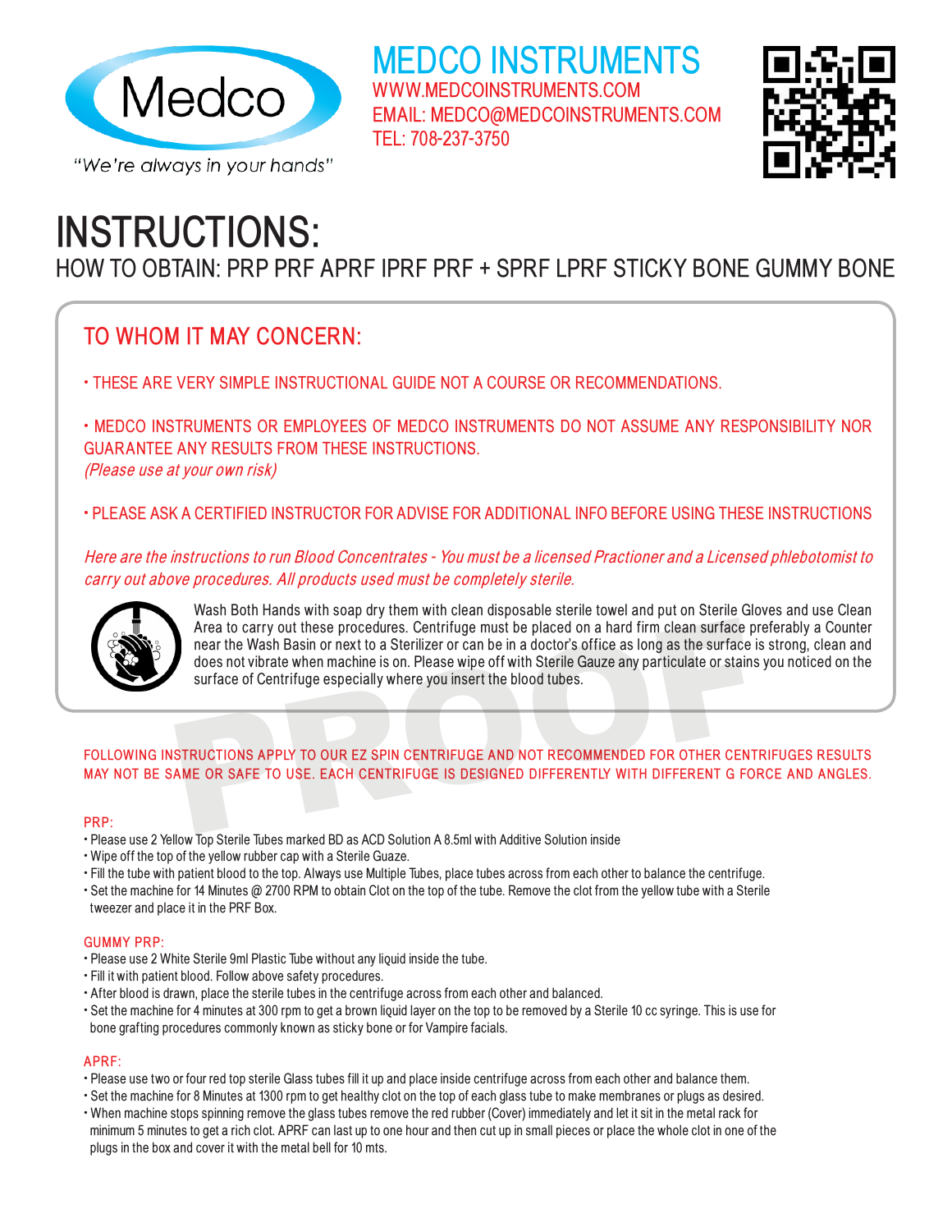Medco

"We're always in your hands"

# MEDCO INSTRUMENTS

WWW.MEDCOINSTRUMENTS.COM
EMAIL: MEDCO@MEDCOINSTRUMENTS.COM
TEL: 708-237-3750

# INSTRUCTIONS:

## HOW TO OBTAIN: PRP PRF APRF IPRF PRF + SPRF LPRF STICKY BONE GUMMY BONE

### TO WHOM IT MAY CONCERN:

- THESE ARE VERY SIMPLE INSTRUCTIONAL GUIDE NOT A COURSE OR RECOMMENDATIONS.
- MEDCO INSTRUMENTS OR EMPLOYEES OF MEDCO INSTRUMENTS DO NOT ASSUME ANY RESPONSIBILITY NOR GUARANTEE ANY RESULTS FROM THESE INSTRUCTIONS. *(Please use at your own risk)*
- PLEASE ASK A CERTIFIED INSTRUCTOR FOR ADVISE FOR ADDITIONAL INFO BEFORE USING THESE INSTRUCTIONS

*Here are the instructions to run Blood Concentrates - You must be a licensed Practioner and a Licensed phlebotomist to carry out above procedures. All products used must be completely sterile.*

Wash Both Hands with soap dry them with clean disposable sterile towel and put on Sterile Gloves and use Clean Area to carry out these procedures. Centrifuge must be placed on a hard firm clean surface preferably a Counter near the Wash Basin or next to a Sterilizer or can be in a doctor's office as long as the surface is strong, clean and does not vibrate when machine is on. Please wipe off with Sterile Gauze any particulate or stains you noticed on the surface of Centrifuge especially where you insert the blood tubes.

FOLLOWING INSTRUCTIONS APPLY TO OUR EZ SPIN CENTRIFUGE AND NOT RECOMMENDED FOR OTHER CENTRIFUGES RESULTS MAY NOT BE SAME OR SAFE TO USE. EACH CENTRIFUGE IS DESIGNED DIFFERENTLY WITH DIFFERENT G FORCE AND ANGLES.

### PRP:

- Please use 2 Yellow Top Sterile Tubes marked BD as ACD Solution A 8.5ml with Additive Solution inside
- Wipe off the top of the yellow rubber cap with a Sterile Guaze.
- Fill the tube with patient blood to the top. Always use Multiple Tubes, place tubes across from each other to balance the centrifuge.
- Set the machine for 14 Minutes @ 2700 RPM to obtain Clot on the top of the tube. Remove the clot from the yellow tube with a Sterile tweezer and place it in the PRF Box.

### GUMMY PRP:

- Please use 2 White Sterile 9ml Plastic Tube without any liquid inside the tube.
- Fill it with patient blood. Follow above safety procedures.
- After blood is drawn, place the sterile tubes in the centrifuge across from each other and balanced.
- Set the machine for 4 minutes at 300 rpm to get a brown liquid layer on the top to be removed by a Sterile 10 cc syringe. This is use for bone grafting procedures commonly known as sticky bone or for Vampire facials.

### APRF:

- Please use two or four red top sterile Glass tubes fill it up and place inside centrifuge across from each other and balance them.
- Set the machine for 8 Minutes at 1300 rpm to get healthy clot on the top of each glass tube to make membranes or plugs as desired.
- When machine stops spinning remove the glass tubes remove the red rubber (Cover) immediately and let it sit in the metal rack for minimum 5 minutes to get a rich clot. APRF can last up to one hour and then cut up in small pieces or place the whole clot in one of the plugs in the box and cover it with the metal bell for 10 mts.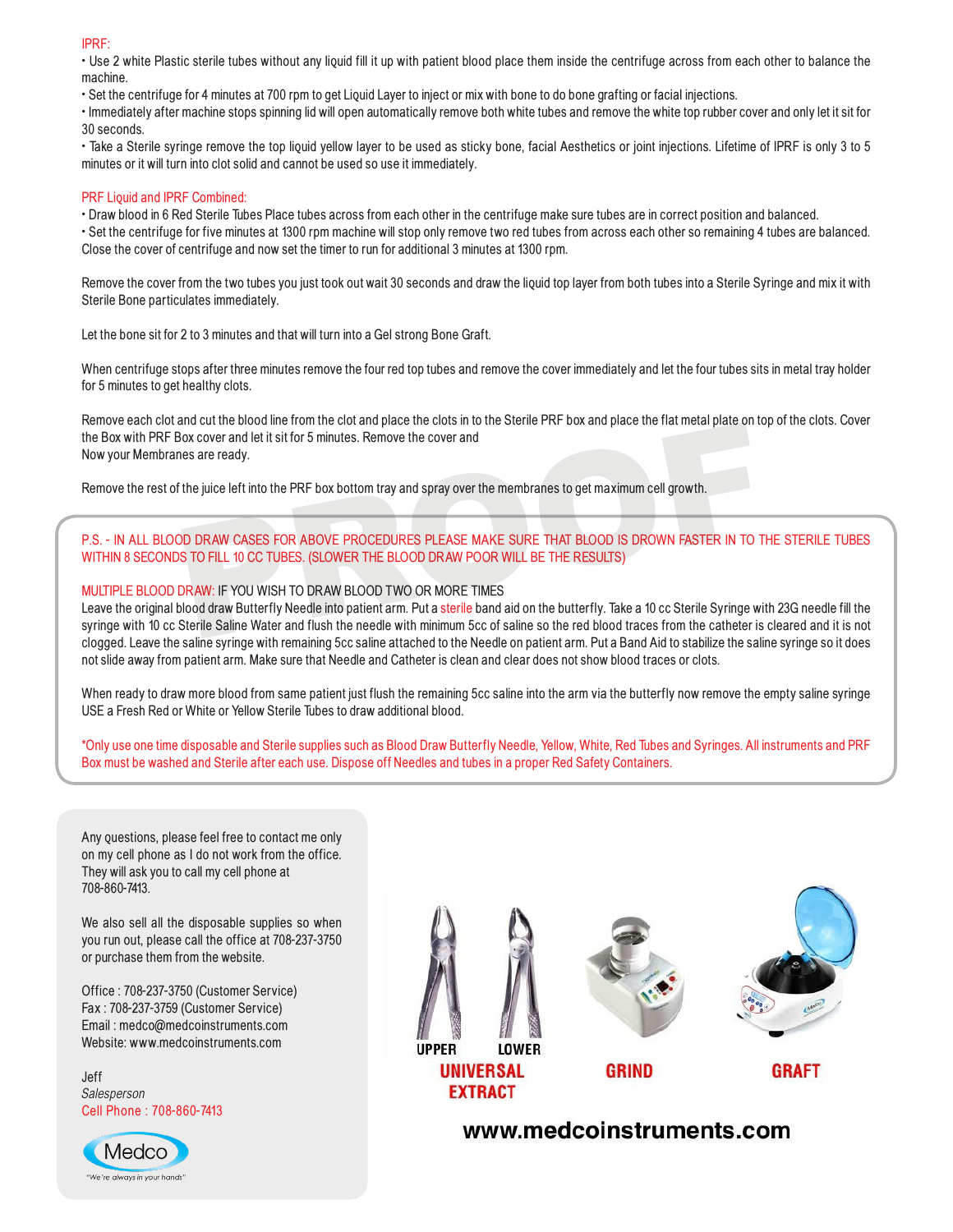IPRF:

• Use 2 white Plastic sterile tubes without any liquid fill it up with patient blood place them inside the centrifuge across from each other to balance the machine.
• Set the centrifuge for 4 minutes at 700 rpm to get Liquid Layer to inject or mix with bone to do bone grafting or facial injections.
• Immediately after machine stops spinning lid will open automatically remove both white tubes and remove the white top rubber cover and only let it sit for 30 seconds.
• Take a Sterile syringe remove the top liquid yellow layer to be used as sticky bone, facial Aesthetics or joint injections. Lifetime of IPRF is only 3 to 5 minutes or it will turn into clot solid and cannot be used so use it immediately.

PRF Liquid and IPRF Combined:

• Draw blood in 6 Red Sterile Tubes Place tubes across from each other in the centrifuge make sure tubes are in correct position and balanced.
• Set the centrifuge for five minutes at 1300 rpm machine will stop only remove two red tubes from across each other so remaining 4 tubes are balanced. Close the cover of centrifuge and now set the timer to run for additional 3 minutes at 1300 rpm.

Remove the cover from the two tubes you just took out wait 30 seconds and draw the liquid top layer from both tubes into a Sterile Syringe and mix it with Sterile Bone particulates immediately.

Let the bone sit for 2 to 3 minutes and that will turn into a Gel strong Bone Graft.

When centrifuge stops after three minutes remove the four red top tubes and remove the cover immediately and let the four tubes sits in metal tray holder for 5 minutes to get healthy clots.

Remove each clot and cut the blood line from the clot and place the clots in to the Sterile PRF box and place the flat metal plate on top of the clots. Cover the Box with PRF Box cover and let it sit for 5 minutes. Remove the cover and
Now your Membranes are ready.

Remove the rest of the juice left into the PRF box bottom tray and spray over the membranes to get maximum cell growth.

P.S. - IN ALL BLOOD DRAW CASES FOR ABOVE PROCEDURES PLEASE MAKE SURE THAT BLOOD IS DROWN FASTER IN TO THE STERILE TUBES WITHIN 8 SECONDS TO FILL 10 CC TUBES. (SLOWER THE BLOOD DRAW POOR WILL BE THE RESULTS)

MULTIPLE BLOOD DRAW: IF YOU WISH TO DRAW BLOOD TWO OR MORE TIMES
Leave the original blood draw Butterfly Needle into patient arm. Put a sterile band aid on the butterfly. Take a 10 cc Sterile Syringe with 23G needle fill the syringe with 10 cc Sterile Saline Water and flush the needle with minimum 5cc of saline so the red blood traces from the catheter is cleared and it is not clogged. Leave the saline syringe with remaining 5cc saline attached to the Needle on patient arm. Put a Band Aid to stabilize the saline syringe so it does not slide away from patient arm. Make sure that Needle and Catheter is clean and clear does not show blood traces or clots.

When ready to draw more blood from same patient just flush the remaining 5cc saline into the arm via the butterfly now remove the empty saline syringe USE a Fresh Red or White or Yellow Sterile Tubes to draw additional blood.

*Only use one time disposable and Sterile supplies such as Blood Draw Butterfly Needle, Yellow, White, Red Tubes and Syringes. All instruments and PRF Box must be washed and Sterile after each use. Dispose off Needles and tubes in a proper Red Safety Containers.

Any questions, please feel free to contact me only on my cell phone as I do not work from the office. They will ask you to call my cell phone at 708-860-7413.

We also sell all the disposable supplies so when you run out, please call the office at 708-237-3750 or purchase them from the website.

Office : 708-237-3750 (Customer Service)
Fax : 708-237-3759 (Customer Service)
Email : medco@medcoinstruments.com
Website: www.medcoinstruments.com

Jeff
*Salesperson*
Cell Phone : 708-860-7413

Medco
"We're always in your hands"

UPPER LOWER
UNIVERSAL EXTRACT

GRIND

GRAFT

www.medcoinstruments.com